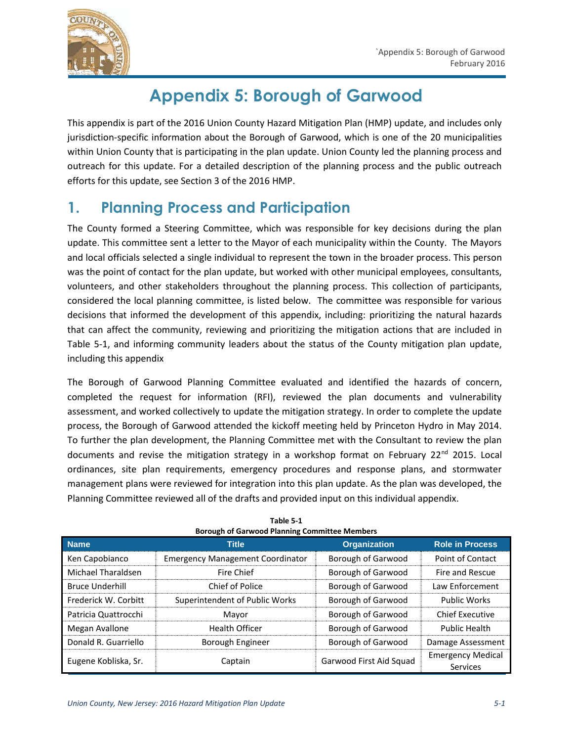# Appendix 5: Borough of Garwood

This appendix is part of the 2016 Union County Hazard Mitigation Plan (HMP) update, and includes only jurisdiction-specific information about the Borough of Garwood, which is one of the 20 municipalities within Union County that is participating in the plan update. Union County led the planning process and outreach for this update. For a detailed description of the planning process and the public outreach efforts for this update, see Section 3 of the 2016 HMP.

## 1. Planning Process and Participation

The County formed a Steering Committee, which was responsible for key decisions during the plan update. This committee sent a letter to the Mayor of each municipality within the County. The Mayors and local officials selected a single individual to represent the town in the broader process. This person was the point of contact for the plan update, but worked with other municipal employees, consultants, volunteers, and other stakeholders throughout the planning process. This collection of participants, considered the local planning committee, is listed below. The committee was responsible for various decisions that informed the development of this appendix, including: prioritizing the natural hazards that can affect the community, reviewing and prioritizing the mitigation actions that are included in Table 5-1, and informing community leaders about the status of the County mitigation plan update, including this appendix

The Borough of Garwood Planning Committee evaluated and identified the hazards of concern, completed the request for information (RFI), reviewed the plan documents and vulnerability assessment, and worked collectively to update the mitigation strategy. In order to complete the update process, the Borough of Garwood attended the kickoff meeting held by Princeton Hydro in May 2014. To further the plan development, the Planning Committee met with the Consultant to review the plan documents and revise the mitigation strategy in a workshop format on February 22nd 2015. Local ordinances, site plan requirements, emergency procedures and response plans, and stormwater management plans were reviewed for integration into this plan update. As the plan was developed, the Planning Committee reviewed all of the drafts and provided input on this individual appendix.

**Table 5-1**
**Borough of Garwood Planning Committee Members**

| Name | Title | Organization | Role in Process |
|---|---|---|---|
| Ken Capobianco | Emergency Management Coordinator | Borough of Garwood | Point of Contact |
| Michael Tharaldsen | Fire Chief | Borough of Garwood | Fire and Rescue |
| Bruce Underhill | Chief of Police | Borough of Garwood | Law Enforcement |
| Frederick W. Corbitt | Superintendent of Public Works | Borough of Garwood | Public Works |
| Patricia Quattrocchi | Mayor | Borough of Garwood | Chief Executive |
| Megan Avallone | Health Officer | Borough of Garwood | Public Health |
| Donald R. Guarriello | Borough Engineer | Borough of Garwood | Damage Assessment |
| Eugene Kobliska, Sr. | Captain | Garwood First Aid Squad | Emergency Medical Services |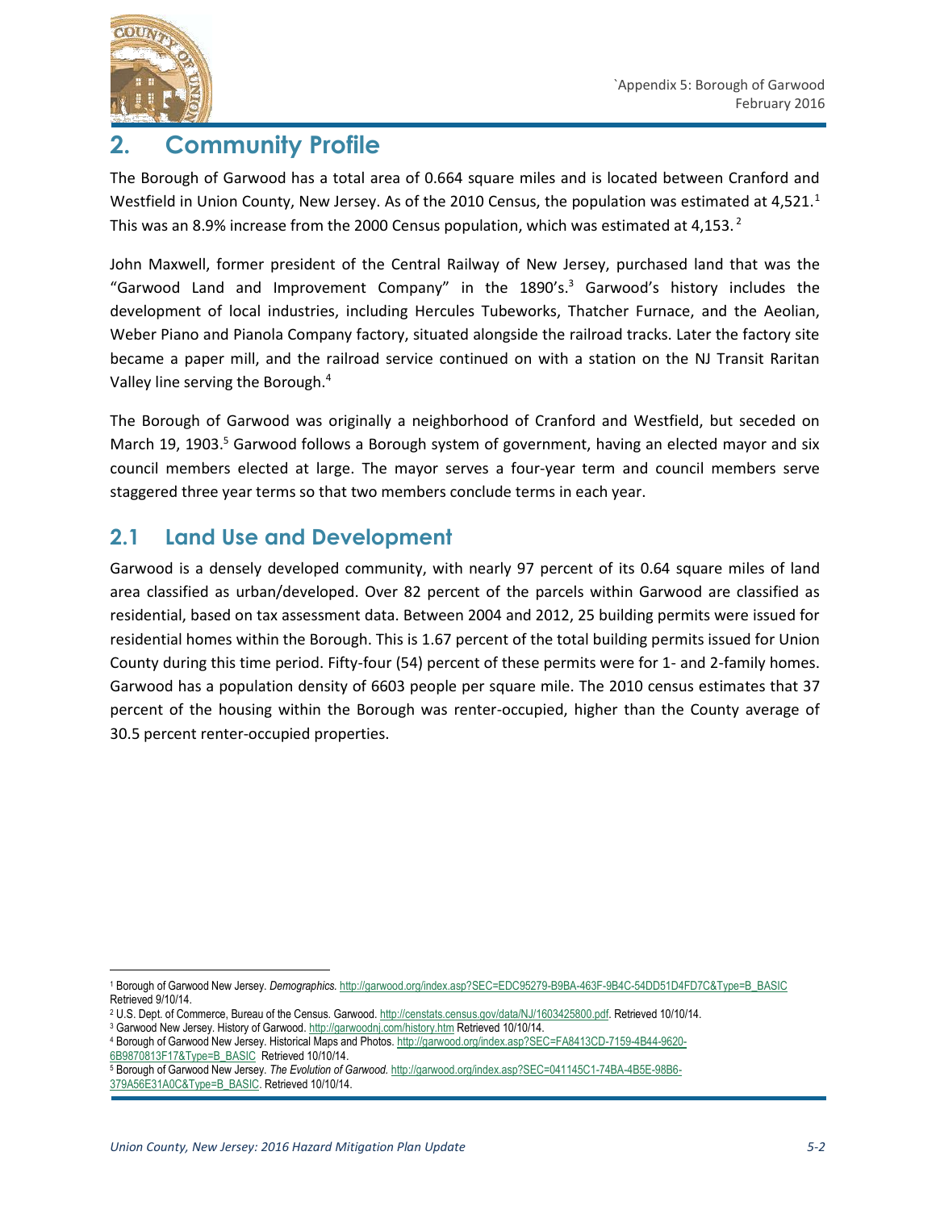## 2. Community Profile

The Borough of Garwood has a total area of 0.664 square miles and is located between Cranford and Westfield in Union County, New Jersey. As of the 2010 Census, the population was estimated at 4,521.[1] This was an 8.9% increase from the 2000 Census population, which was estimated at 4,153.[2]

John Maxwell, former president of the Central Railway of New Jersey, purchased land that was the "Garwood Land and Improvement Company" in the 1890's.[3] Garwood's history includes the development of local industries, including Hercules Tubeworks, Thatcher Furnace, and the Aeolian, Weber Piano and Pianola Company factory, situated alongside the railroad tracks. Later the factory site became a paper mill, and the railroad service continued on with a station on the NJ Transit Raritan Valley line serving the Borough.[4]

The Borough of Garwood was originally a neighborhood of Cranford and Westfield, but seceded on March 19, 1903.[5] Garwood follows a Borough system of government, having an elected mayor and six council members elected at large. The mayor serves a four-year term and council members serve staggered three year terms so that two members conclude terms in each year.

### 2.1 Land Use and Development

Garwood is a densely developed community, with nearly 97 percent of its 0.64 square miles of land area classified as urban/developed. Over 82 percent of the parcels within Garwood are classified as residential, based on tax assessment data. Between 2004 and 2012, 25 building permits were issued for residential homes within the Borough. This is 1.67 percent of the total building permits issued for Union County during this time period. Fifty-four (54) percent of these permits were for 1- and 2-family homes. Garwood has a population density of 6603 people per square mile. The 2010 census estimates that 37 percent of the housing within the Borough was renter-occupied, higher than the County average of 30.5 percent renter-occupied properties.

---

[1] Borough of Garwood New Jersey. *Demographics.* http://garwood.org/index.asp?SEC=EDC95279-B9BA-463F-9B4C-54DD51D4FD7C&Type=B_BASIC Retrieved 9/10/14.

[2] U.S. Dept. of Commerce, Bureau of the Census. Garwood. http://censtats.census.gov/data/NJ/1603425800.pdf. Retrieved 10/10/14.

[3] Garwood New Jersey. History of Garwood. http://garwoodnj.com/history.htm Retrieved 10/10/14.

[4] Borough of Garwood New Jersey. Historical Maps and Photos. http://garwood.org/index.asp?SEC=FA8413CD-7159-4B44-9620-6B9870813F17&Type=B_BASIC Retrieved 10/10/14.

[5] Borough of Garwood New Jersey. *The Evolution of Garwood.* http://garwood.org/index.asp?SEC=041145C1-74BA-4B5E-98B6-379A56E31A0C&Type=B_BASIC. Retrieved 10/10/14.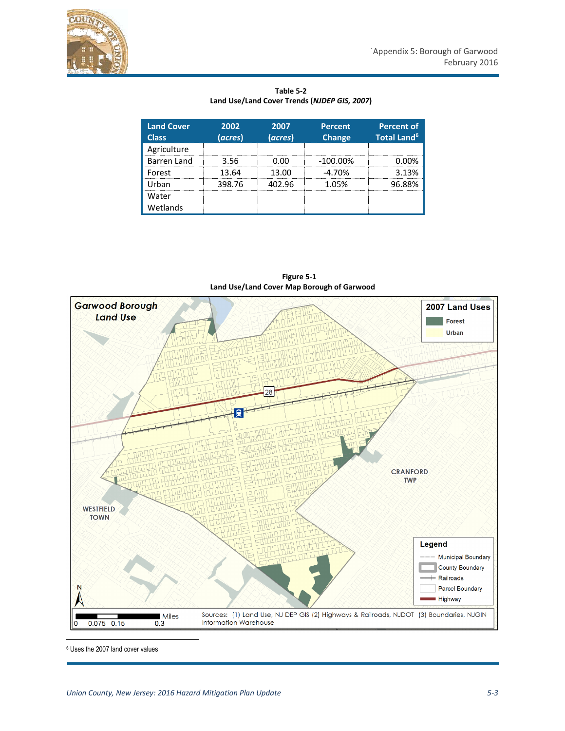**Table 5-2**
**Land Use/Land Cover Trends (*NJDEP GIS, 2007*)**

| Land Cover Class | 2002 (*acres*) | 2007 (*acres*) | Percent Change | Percent of Total Land[6] |
|---|---|---|---|---|
| Agriculture | | | | |
| Barren Land | 3.56 | 0.00 | -100.00% | 0.00% |
| Forest | 13.64 | 13.00 | -4.70% | 3.13% |
| Urban | 398.76 | 402.96 | 1.05% | 96.88% |
| Water | | | | |
| Wetlands | | | | |

**Figure 5-1**
**Land Use/Land Cover Map Borough of Garwood**

[6] Uses the 2007 land cover values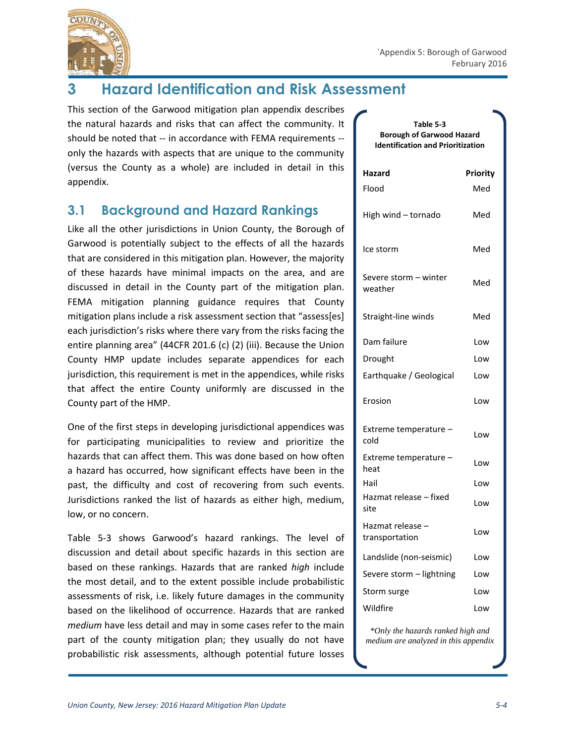# 3 Hazard Identification and Risk Assessment

This section of the Garwood mitigation plan appendix describes the natural hazards and risks that can affect the community. It should be noted that -- in accordance with FEMA requirements -- only the hazards with aspects that are unique to the community (versus the County as a whole) are included in detail in this appendix.

## 3.1 Background and Hazard Rankings

Like all the other jurisdictions in Union County, the Borough of Garwood is potentially subject to the effects of all the hazards that are considered in this mitigation plan. However, the majority of these hazards have minimal impacts on the area, and are discussed in detail in the County part of the mitigation plan. FEMA mitigation planning guidance requires that County mitigation plans include a risk assessment section that "assess[es] each jurisdiction's risks where there vary from the risks facing the entire planning area" (44CFR 201.6 (c) (2) (iii). Because the Union County HMP update includes separate appendices for each jurisdiction, this requirement is met in the appendices, while risks that affect the entire County uniformly are discussed in the County part of the HMP.

One of the first steps in developing jurisdictional appendices was for participating municipalities to review and prioritize the hazards that can affect them. This was done based on how often a hazard has occurred, how significant effects have been in the past, the difficulty and cost of recovering from such events. Jurisdictions ranked the list of hazards as either high, medium, low, or no concern.

**Table 5-3**
**Borough of Garwood Hazard Identification and Prioritization**

| Hazard | Priority |
|---|---|
| Flood | Med |
| High wind – tornado | Med |
| Ice storm | Med |
| Severe storm – winter weather | Med |
| Straight-line winds | Med |
| Dam failure | Low |
| Drought | Low |
| Earthquake / Geological | Low |
| Erosion | Low |
| Extreme temperature – cold | Low |
| Extreme temperature – heat | Low |
| Hail | Low |
| Hazmat release – fixed site | Low |
| Hazmat release – transportation | Low |
| Landslide (non-seismic) | Low |
| Severe storm – lightning | Low |
| Storm surge | Low |
| Wildfire | Low |

*\*Only the hazards ranked high and medium are analyzed in this appendix*

Table 5-3 shows Garwood's hazard rankings. The level of discussion and detail about specific hazards in this section are based on these rankings. Hazards that are ranked *high* include the most detail, and to the extent possible include probabilistic assessments of risk, i.e. likely future damages in the community based on the likelihood of occurrence. Hazards that are ranked *medium* have less detail and may in some cases refer to the main part of the county mitigation plan; they usually do not have probabilistic risk assessments, although potential future losses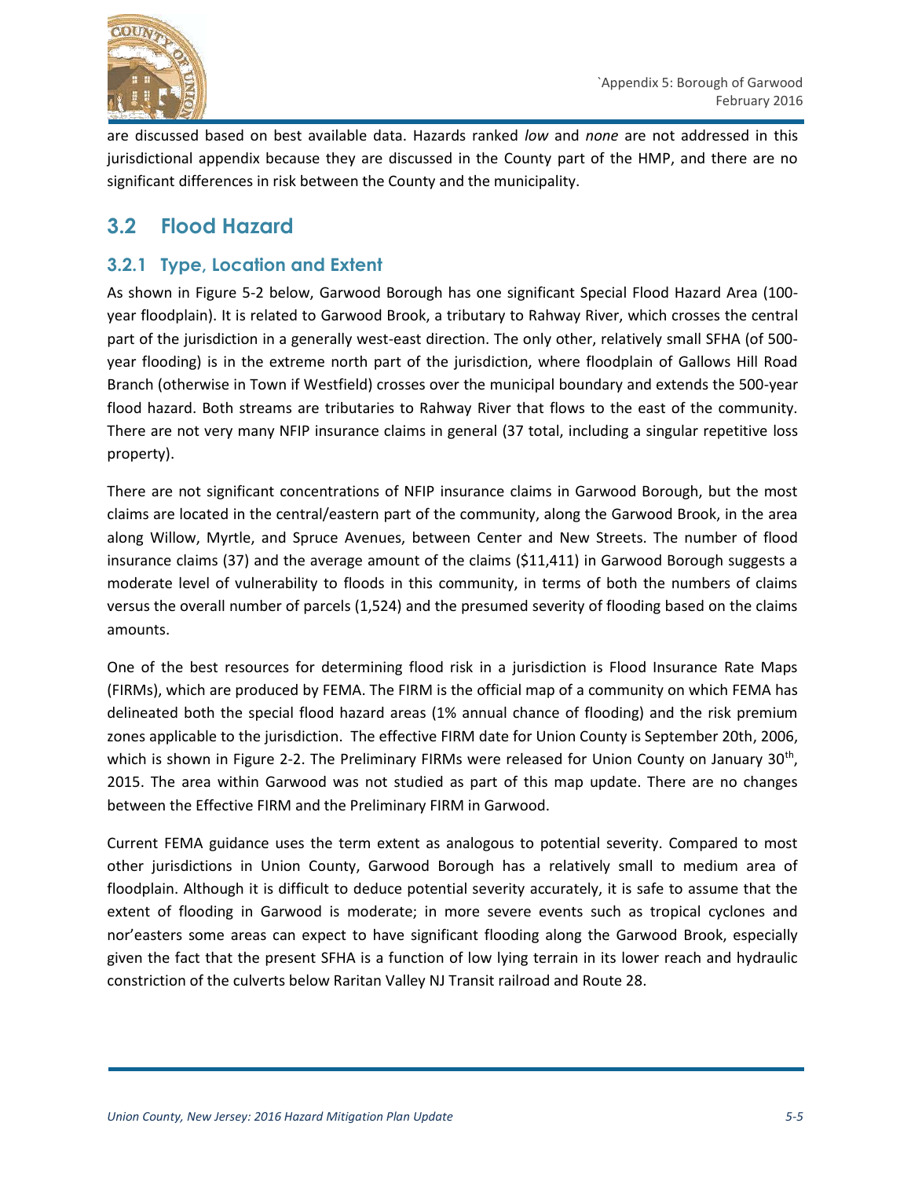are discussed based on best available data. Hazards ranked *low* and *none* are not addressed in this jurisdictional appendix because they are discussed in the County part of the HMP, and there are no significant differences in risk between the County and the municipality.

## 3.2 Flood Hazard

### 3.2.1 Type, Location and Extent

As shown in Figure 5-2 below, Garwood Borough has one significant Special Flood Hazard Area (100-year floodplain). It is related to Garwood Brook, a tributary to Rahway River, which crosses the central part of the jurisdiction in a generally west-east direction. The only other, relatively small SFHA (of 500-year flooding) is in the extreme north part of the jurisdiction, where floodplain of Gallows Hill Road Branch (otherwise in Town if Westfield) crosses over the municipal boundary and extends the 500-year flood hazard. Both streams are tributaries to Rahway River that flows to the east of the community. There are not very many NFIP insurance claims in general (37 total, including a singular repetitive loss property).

There are not significant concentrations of NFIP insurance claims in Garwood Borough, but the most claims are located in the central/eastern part of the community, along the Garwood Brook, in the area along Willow, Myrtle, and Spruce Avenues, between Center and New Streets. The number of flood insurance claims (37) and the average amount of the claims ($11,411) in Garwood Borough suggests a moderate level of vulnerability to floods in this community, in terms of both the numbers of claims versus the overall number of parcels (1,524) and the presumed severity of flooding based on the claims amounts.

One of the best resources for determining flood risk in a jurisdiction is Flood Insurance Rate Maps (FIRMs), which are produced by FEMA. The FIRM is the official map of a community on which FEMA has delineated both the special flood hazard areas (1% annual chance of flooding) and the risk premium zones applicable to the jurisdiction. The effective FIRM date for Union County is September 20th, 2006, which is shown in Figure 2-2. The Preliminary FIRMs were released for Union County on January 30th, 2015. The area within Garwood was not studied as part of this map update. There are no changes between the Effective FIRM and the Preliminary FIRM in Garwood.

Current FEMA guidance uses the term extent as analogous to potential severity. Compared to most other jurisdictions in Union County, Garwood Borough has a relatively small to medium area of floodplain. Although it is difficult to deduce potential severity accurately, it is safe to assume that the extent of flooding in Garwood is moderate; in more severe events such as tropical cyclones and nor'easters some areas can expect to have significant flooding along the Garwood Brook, especially given the fact that the present SFHA is a function of low lying terrain in its lower reach and hydraulic constriction of the culverts below Raritan Valley NJ Transit railroad and Route 28.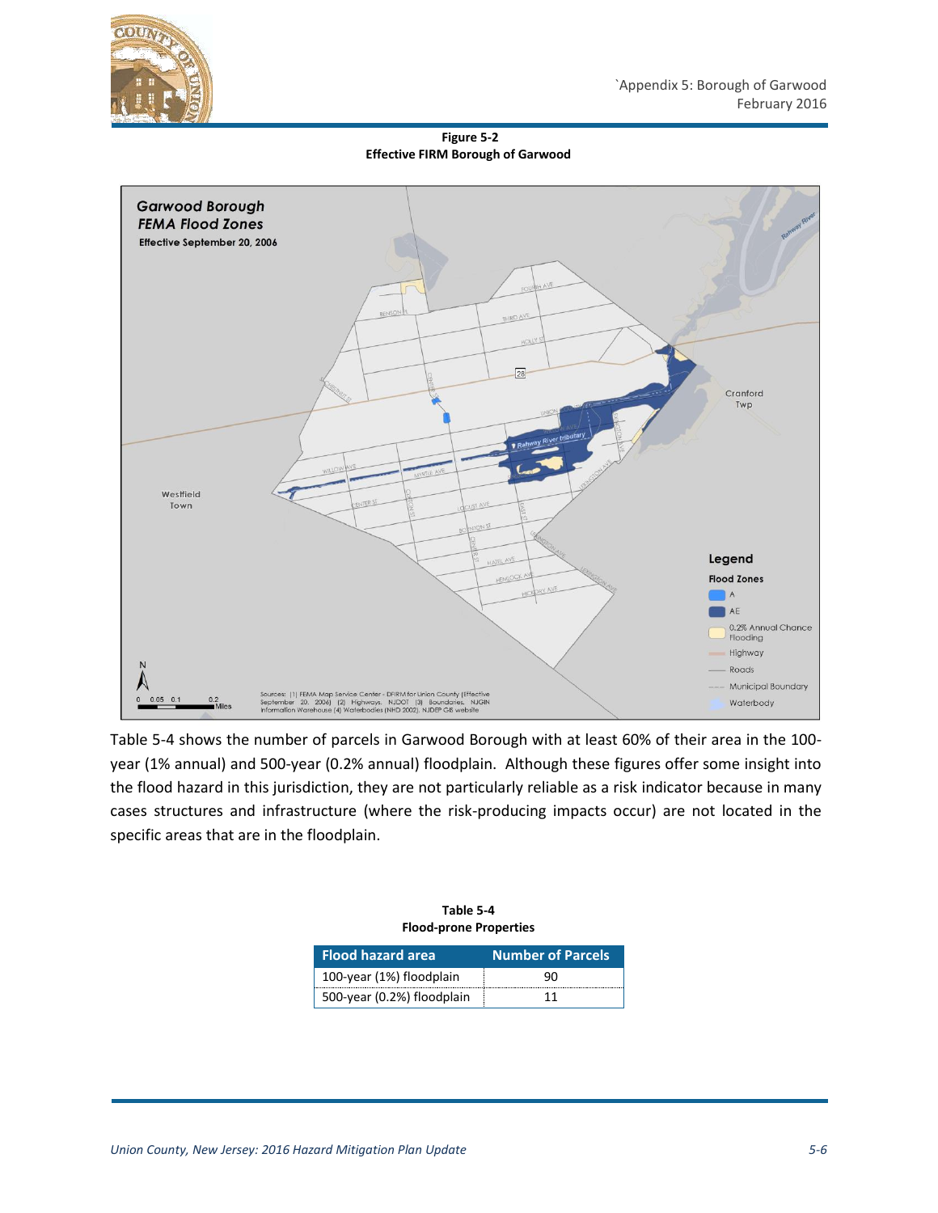**Figure 5-2**
**Effective FIRM Borough of Garwood**

Table 5-4 shows the number of parcels in Garwood Borough with at least 60% of their area in the 100-year (1% annual) and 500-year (0.2% annual) floodplain. Although these figures offer some insight into the flood hazard in this jurisdiction, they are not particularly reliable as a risk indicator because in many cases structures and infrastructure (where the risk-producing impacts occur) are not located in the specific areas that are in the floodplain.

**Table 5-4**
**Flood-prone Properties**

| Flood hazard area | Number of Parcels |
|---|---|
| 100-year (1%) floodplain | 90 |
| 500-year (0.2%) floodplain | 11 |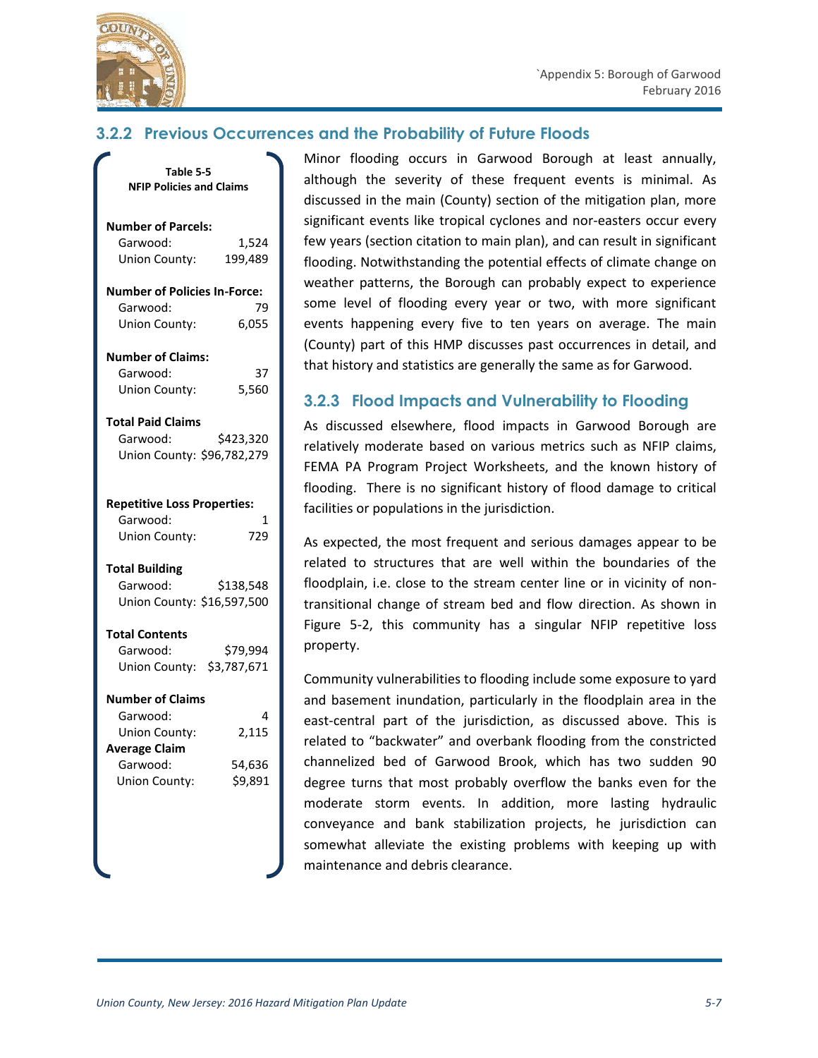### 3.2.2 Previous Occurrences and the Probability of Future Floods

**Table 5-5**
**NFIP Policies and Claims**

| | |
|---|---|
| **Number of Parcels:** | |
| Garwood: | 1,524 |
| Union County: | 199,489 |
| **Number of Policies In-Force:** | |
| Garwood: | 79 |
| Union County: | 6,055 |
| **Number of Claims:** | |
| Garwood: | 37 |
| Union County: | 5,560 |
| **Total Paid Claims** | |
| Garwood: | $423,320 |
| Union County: | $96,782,279 |
| **Repetitive Loss Properties:** | |
| Garwood: | 1 |
| Union County: | 729 |
| **Total Building** | |
| Garwood: | $138,548 |
| Union County: | $16,597,500 |
| **Total Contents** | |
| Garwood: | $79,994 |
| Union County: | $3,787,671 |
| **Number of Claims** | |
| Garwood: | 4 |
| Union County: | 2,115 |
| **Average Claim** | |
| Garwood: | 54,636 |
| Union County: | $9,891 |

Minor flooding occurs in Garwood Borough at least annually, although the severity of these frequent events is minimal. As discussed in the main (County) section of the mitigation plan, more significant events like tropical cyclones and nor-easters occur every few years (section citation to main plan), and can result in significant flooding. Notwithstanding the potential effects of climate change on weather patterns, the Borough can probably expect to experience some level of flooding every year or two, with more significant events happening every five to ten years on average. The main (County) part of this HMP discusses past occurrences in detail, and that history and statistics are generally the same as for Garwood.

### 3.2.3 Flood Impacts and Vulnerability to Flooding

As discussed elsewhere, flood impacts in Garwood Borough are relatively moderate based on various metrics such as NFIP claims, FEMA PA Program Project Worksheets, and the known history of flooding. There is no significant history of flood damage to critical facilities or populations in the jurisdiction.

As expected, the most frequent and serious damages appear to be related to structures that are well within the boundaries of the floodplain, i.e. close to the stream center line or in vicinity of non-transitional change of stream bed and flow direction. As shown in Figure 5-2, this community has a singular NFIP repetitive loss property.

Community vulnerabilities to flooding include some exposure to yard and basement inundation, particularly in the floodplain area in the east-central part of the jurisdiction, as discussed above. This is related to "backwater" and overbank flooding from the constricted channelized bed of Garwood Brook, which has two sudden 90 degree turns that most probably overflow the banks even for the moderate storm events. In addition, more lasting hydraulic conveyance and bank stabilization projects, he jurisdiction can somewhat alleviate the existing problems with keeping up with maintenance and debris clearance.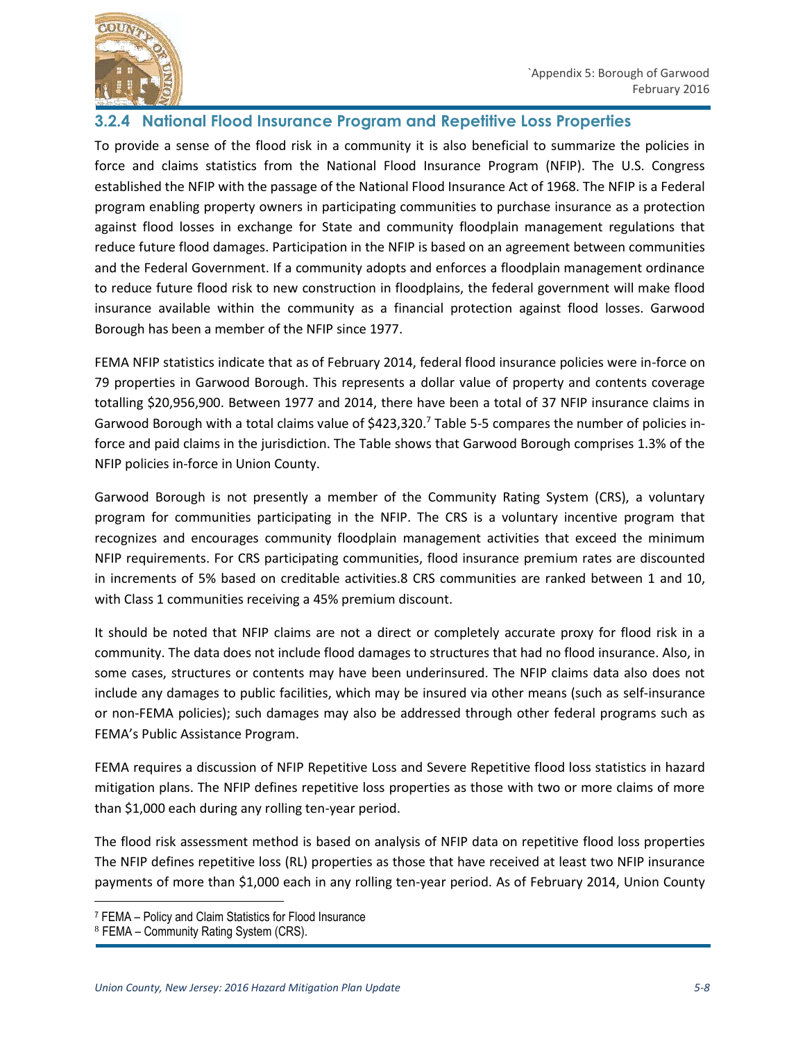### 3.2.4 National Flood Insurance Program and Repetitive Loss Properties

To provide a sense of the flood risk in a community it is also beneficial to summarize the policies in force and claims statistics from the National Flood Insurance Program (NFIP). The U.S. Congress established the NFIP with the passage of the National Flood Insurance Act of 1968. The NFIP is a Federal program enabling property owners in participating communities to purchase insurance as a protection against flood losses in exchange for State and community floodplain management regulations that reduce future flood damages. Participation in the NFIP is based on an agreement between communities and the Federal Government. If a community adopts and enforces a floodplain management ordinance to reduce future flood risk to new construction in floodplains, the federal government will make flood insurance available within the community as a financial protection against flood losses. Garwood Borough has been a member of the NFIP since 1977.

FEMA NFIP statistics indicate that as of February 2014, federal flood insurance policies were in-force on 79 properties in Garwood Borough. This represents a dollar value of property and contents coverage totalling $20,956,900. Between 1977 and 2014, there have been a total of 37 NFIP insurance claims in Garwood Borough with a total claims value of $423,320.[7] Table 5-5 compares the number of policies in-force and paid claims in the jurisdiction. The Table shows that Garwood Borough comprises 1.3% of the NFIP policies in-force in Union County.

Garwood Borough is not presently a member of the Community Rating System (CRS), a voluntary program for communities participating in the NFIP. The CRS is a voluntary incentive program that recognizes and encourages community floodplain management activities that exceed the minimum NFIP requirements. For CRS participating communities, flood insurance premium rates are discounted in increments of 5% based on creditable activities.8 CRS communities are ranked between 1 and 10, with Class 1 communities receiving a 45% premium discount.

It should be noted that NFIP claims are not a direct or completely accurate proxy for flood risk in a community. The data does not include flood damages to structures that had no flood insurance. Also, in some cases, structures or contents may have been underinsured. The NFIP claims data also does not include any damages to public facilities, which may be insured via other means (such as self-insurance or non-FEMA policies); such damages may also be addressed through other federal programs such as FEMA's Public Assistance Program.

FEMA requires a discussion of NFIP Repetitive Loss and Severe Repetitive flood loss statistics in hazard mitigation plans. The NFIP defines repetitive loss properties as those with two or more claims of more than $1,000 each during any rolling ten-year period.

The flood risk assessment method is based on analysis of NFIP data on repetitive flood loss properties The NFIP defines repetitive loss (RL) properties as those that have received at least two NFIP insurance payments of more than $1,000 each in any rolling ten-year period. As of February 2014, Union County

[7] FEMA – Policy and Claim Statistics for Flood Insurance

[8] FEMA – Community Rating System (CRS).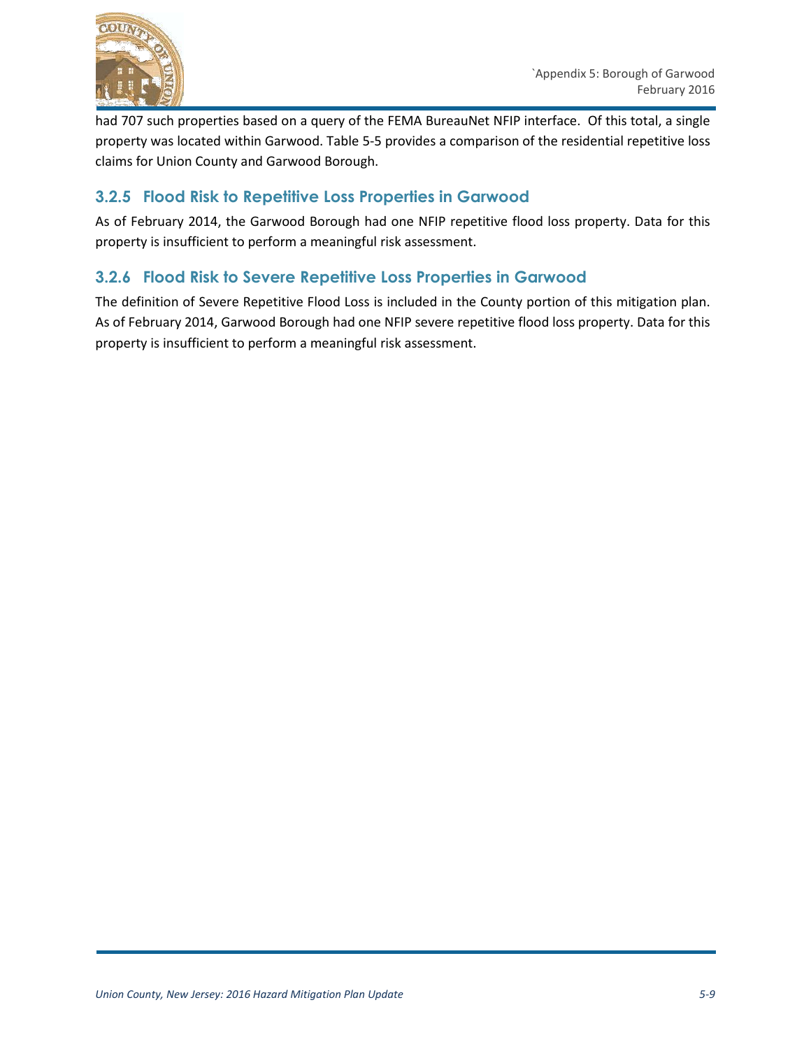had 707 such properties based on a query of the FEMA BureauNet NFIP interface. Of this total, a single property was located within Garwood. Table 5-5 provides a comparison of the residential repetitive loss claims for Union County and Garwood Borough.

### 3.2.5 Flood Risk to Repetitive Loss Properties in Garwood

As of February 2014, the Garwood Borough had one NFIP repetitive flood loss property. Data for this property is insufficient to perform a meaningful risk assessment.

### 3.2.6 Flood Risk to Severe Repetitive Loss Properties in Garwood

The definition of Severe Repetitive Flood Loss is included in the County portion of this mitigation plan. As of February 2014, Garwood Borough had one NFIP severe repetitive flood loss property. Data for this property is insufficient to perform a meaningful risk assessment.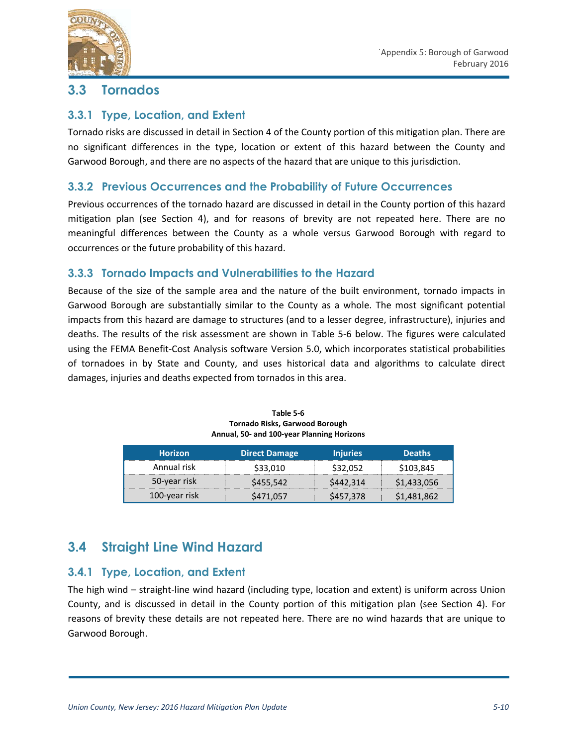## 3.3 Tornados

### 3.3.1 Type, Location, and Extent

Tornado risks are discussed in detail in Section 4 of the County portion of this mitigation plan. There are no significant differences in the type, location or extent of this hazard between the County and Garwood Borough, and there are no aspects of the hazard that are unique to this jurisdiction.

### 3.3.2 Previous Occurrences and the Probability of Future Occurrences

Previous occurrences of the tornado hazard are discussed in detail in the County portion of this hazard mitigation plan (see Section 4), and for reasons of brevity are not repeated here. There are no meaningful differences between the County as a whole versus Garwood Borough with regard to occurrences or the future probability of this hazard.

### 3.3.3 Tornado Impacts and Vulnerabilities to the Hazard

Because of the size of the sample area and the nature of the built environment, tornado impacts in Garwood Borough are substantially similar to the County as a whole. The most significant potential impacts from this hazard are damage to structures (and to a lesser degree, infrastructure), injuries and deaths. The results of the risk assessment are shown in Table 5-6 below. The figures were calculated using the FEMA Benefit-Cost Analysis software Version 5.0, which incorporates statistical probabilities of tornadoes in by State and County, and uses historical data and algorithms to calculate direct damages, injuries and deaths expected from tornados in this area.

**Table 5-6**
**Tornado Risks, Garwood Borough**
**Annual, 50- and 100-year Planning Horizons**

| Horizon | Direct Damage | Injuries | Deaths |
|---|---|---|---|
| Annual risk | $33,010 | $32,052 | $103,845 |
| 50-year risk | $455,542 | $442,314 | $1,433,056 |
| 100-year risk | $471,057 | $457,378 | $1,481,862 |

## 3.4 Straight Line Wind Hazard

### 3.4.1 Type, Location, and Extent

The high wind – straight-line wind hazard (including type, location and extent) is uniform across Union County, and is discussed in detail in the County portion of this mitigation plan (see Section 4). For reasons of brevity these details are not repeated here. There are no wind hazards that are unique to Garwood Borough.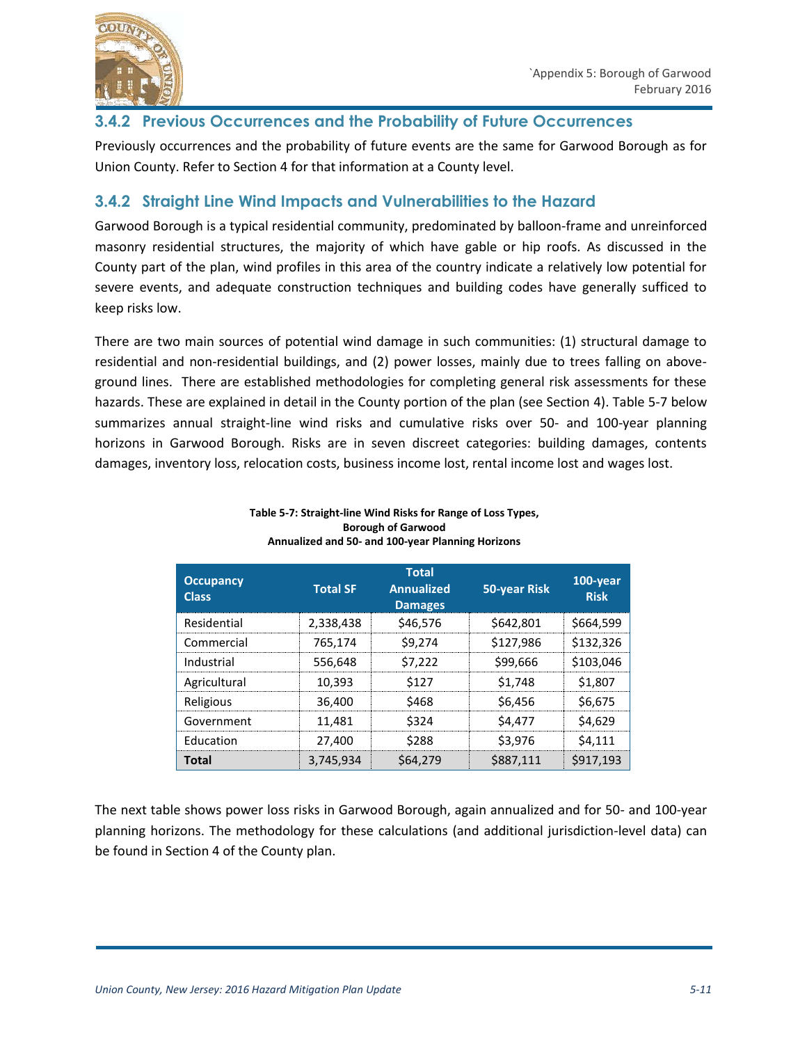### 3.4.2 Previous Occurrences and the Probability of Future Occurrences

Previously occurrences and the probability of future events are the same for Garwood Borough as for Union County. Refer to Section 4 for that information at a County level.

### 3.4.2 Straight Line Wind Impacts and Vulnerabilities to the Hazard

Garwood Borough is a typical residential community, predominated by balloon-frame and unreinforced masonry residential structures, the majority of which have gable or hip roofs. As discussed in the County part of the plan, wind profiles in this area of the country indicate a relatively low potential for severe events, and adequate construction techniques and building codes have generally sufficed to keep risks low.

There are two main sources of potential wind damage in such communities: (1) structural damage to residential and non-residential buildings, and (2) power losses, mainly due to trees falling on above-ground lines. There are established methodologies for completing general risk assessments for these hazards. These are explained in detail in the County portion of the plan (see Section 4). Table 5-7 below summarizes annual straight-line wind risks and cumulative risks over 50- and 100-year planning horizons in Garwood Borough. Risks are in seven discreet categories: building damages, contents damages, inventory loss, relocation costs, business income lost, rental income lost and wages lost.

**Table 5-7: Straight-line Wind Risks for Range of Loss Types, Borough of Garwood Annualized and 50- and 100-year Planning Horizons**

| Occupancy Class | Total SF | Total Annualized Damages | 50-year Risk | 100-year Risk |
|---|---|---|---|---|
| Residential | 2,338,438 | $46,576 | $642,801 | $664,599 |
| Commercial | 765,174 | $9,274 | $127,986 | $132,326 |
| Industrial | 556,648 | $7,222 | $99,666 | $103,046 |
| Agricultural | 10,393 | $127 | $1,748 | $1,807 |
| Religious | 36,400 | $468 | $6,456 | $6,675 |
| Government | 11,481 | $324 | $4,477 | $4,629 |
| Education | 27,400 | $288 | $3,976 | $4,111 |
| **Total** | 3,745,934 | $64,279 | $887,111 | $917,193 |

The next table shows power loss risks in Garwood Borough, again annualized and for 50- and 100-year planning horizons. The methodology for these calculations (and additional jurisdiction-level data) can be found in Section 4 of the County plan.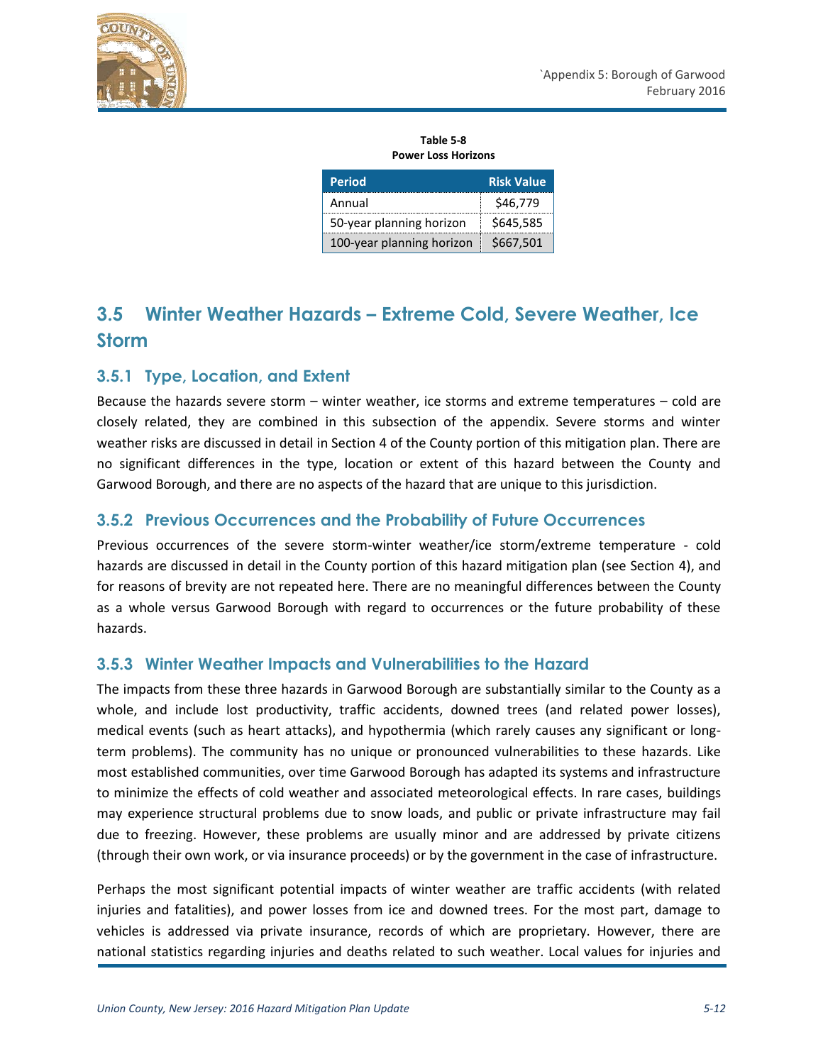**Table 5-8**
**Power Loss Horizons**

| Period | Risk Value |
|---|---|
| Annual | $46,779 |
| 50-year planning horizon | $645,585 |
| 100-year planning horizon | $667,501 |

## 3.5 Winter Weather Hazards – Extreme Cold, Severe Weather, Ice Storm

### 3.5.1 Type, Location, and Extent

Because the hazards severe storm – winter weather, ice storms and extreme temperatures – cold are closely related, they are combined in this subsection of the appendix. Severe storms and winter weather risks are discussed in detail in Section 4 of the County portion of this mitigation plan. There are no significant differences in the type, location or extent of this hazard between the County and Garwood Borough, and there are no aspects of the hazard that are unique to this jurisdiction.

### 3.5.2 Previous Occurrences and the Probability of Future Occurrences

Previous occurrences of the severe storm-winter weather/ice storm/extreme temperature - cold hazards are discussed in detail in the County portion of this hazard mitigation plan (see Section 4), and for reasons of brevity are not repeated here. There are no meaningful differences between the County as a whole versus Garwood Borough with regard to occurrences or the future probability of these hazards.

### 3.5.3 Winter Weather Impacts and Vulnerabilities to the Hazard

The impacts from these three hazards in Garwood Borough are substantially similar to the County as a whole, and include lost productivity, traffic accidents, downed trees (and related power losses), medical events (such as heart attacks), and hypothermia (which rarely causes any significant or long-term problems). The community has no unique or pronounced vulnerabilities to these hazards. Like most established communities, over time Garwood Borough has adapted its systems and infrastructure to minimize the effects of cold weather and associated meteorological effects. In rare cases, buildings may experience structural problems due to snow loads, and public or private infrastructure may fail due to freezing. However, these problems are usually minor and are addressed by private citizens (through their own work, or via insurance proceeds) or by the government in the case of infrastructure.

Perhaps the most significant potential impacts of winter weather are traffic accidents (with related injuries and fatalities), and power losses from ice and downed trees. For the most part, damage to vehicles is addressed via private insurance, records of which are proprietary. However, there are national statistics regarding injuries and deaths related to such weather. Local values for injuries and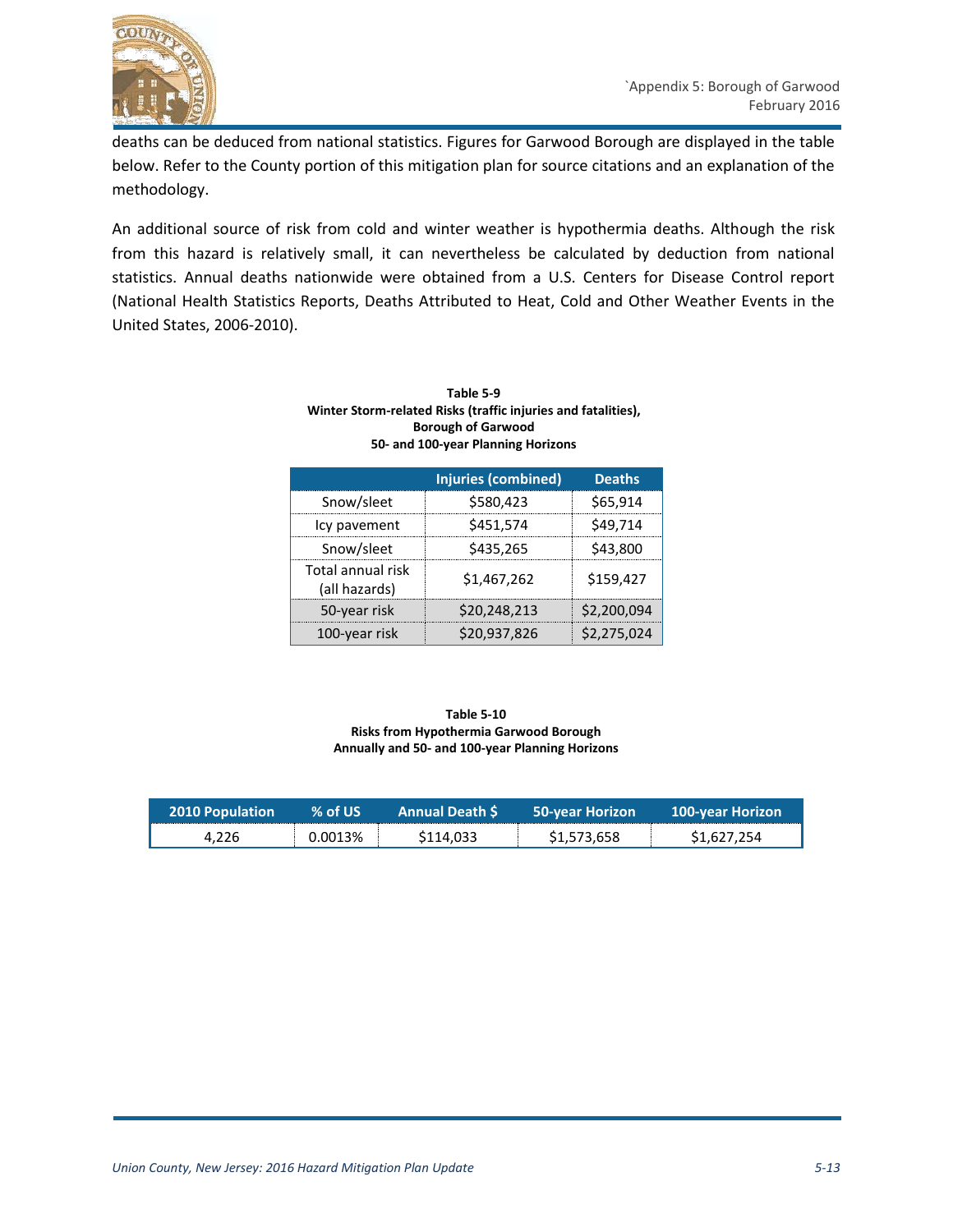deaths can be deduced from national statistics. Figures for Garwood Borough are displayed in the table below. Refer to the County portion of this mitigation plan for source citations and an explanation of the methodology.

An additional source of risk from cold and winter weather is hypothermia deaths. Although the risk from this hazard is relatively small, it can nevertheless be calculated by deduction from national statistics. Annual deaths nationwide were obtained from a U.S. Centers for Disease Control report (National Health Statistics Reports, Deaths Attributed to Heat, Cold and Other Weather Events in the United States, 2006-2010).

**Table 5-9**
**Winter Storm-related Risks (traffic injuries and fatalities), Borough of Garwood**
**50- and 100-year Planning Horizons**

| | Injuries (combined) | Deaths |
|---|---|---|
| Snow/sleet | $580,423 | $65,914 |
| Icy pavement | $451,574 | $49,714 |
| Snow/sleet | $435,265 | $43,800 |
| Total annual risk (all hazards) | $1,467,262 | $159,427 |
| 50-year risk | $20,248,213 | $2,200,094 |
| 100-year risk | $20,937,826 | $2,275,024 |

**Table 5-10**
**Risks from Hypothermia Garwood Borough**
**Annually and 50- and 100-year Planning Horizons**

| 2010 Population | % of US | Annual Death $ | 50-year Horizon | 100-year Horizon |
|---|---|---|---|---|
| 4,226 | 0.0013% | $114,033 | $1,573,658 | $1,627,254 |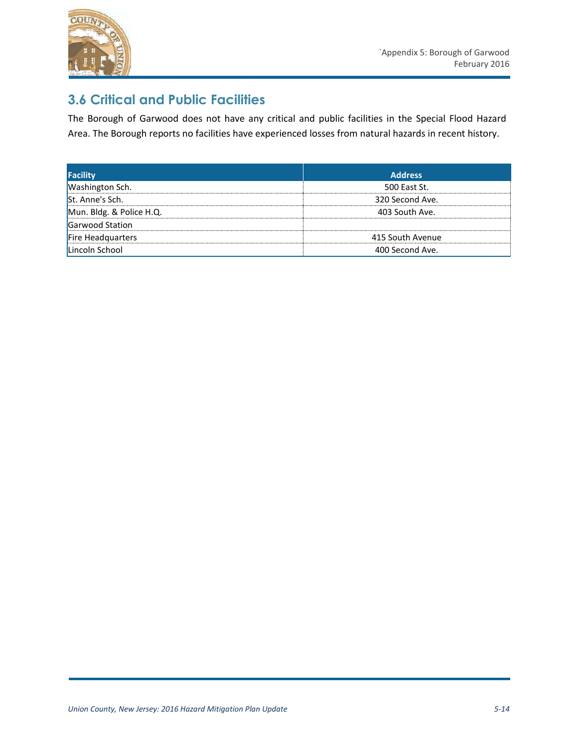## 3.6 Critical and Public Facilities

The Borough of Garwood does not have any critical and public facilities in the Special Flood Hazard Area. The Borough reports no facilities have experienced losses from natural hazards in recent history.

| Facility | Address |
|---|---|
| Washington Sch. | 500 East St. |
| St. Anne's Sch. | 320 Second Ave. |
| Mun. Bldg. & Police H.Q. | 403 South Ave. |
| Garwood Station | |
| Fire Headquarters | 415 South Avenue |
| Lincoln School | 400 Second Ave. |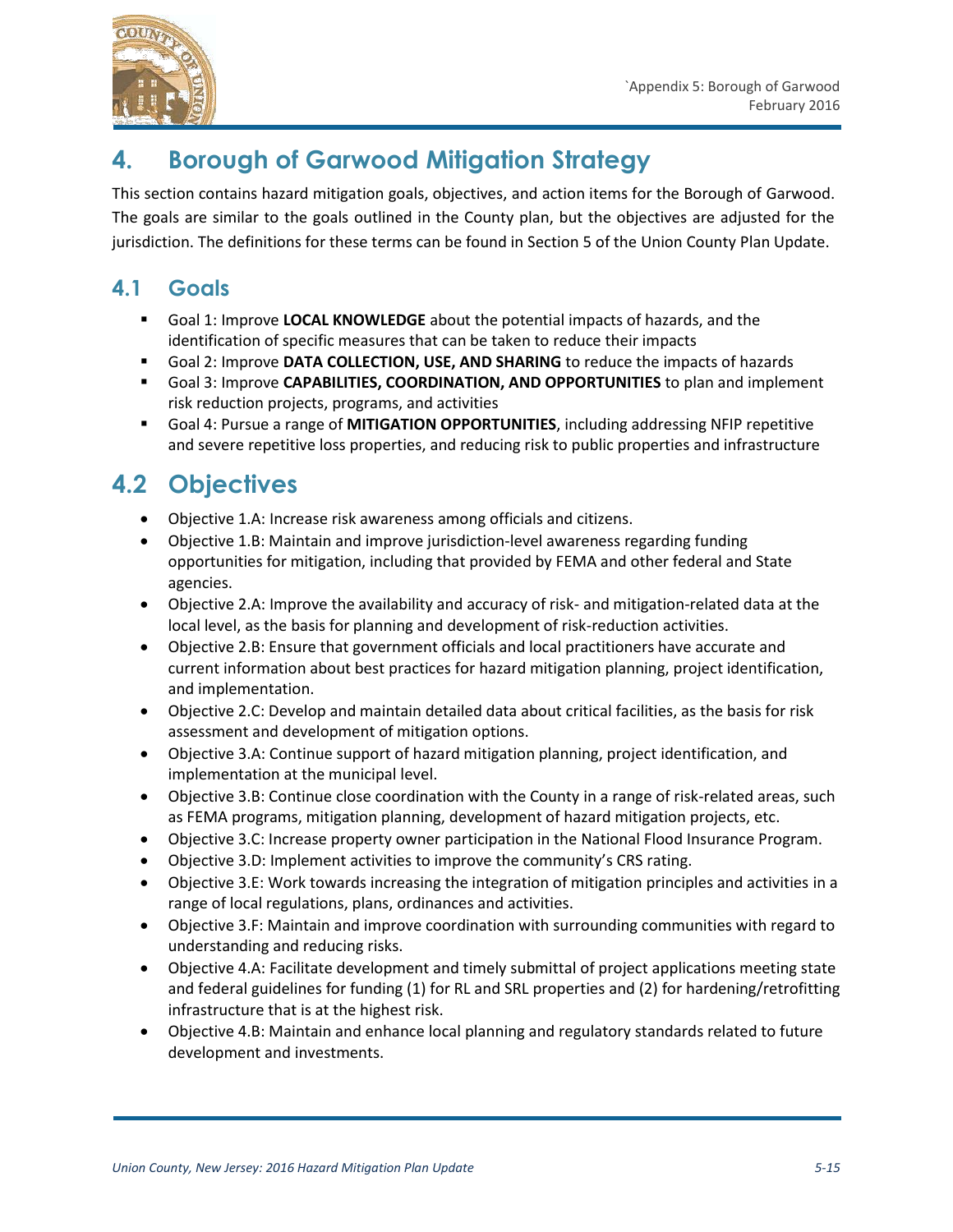# 4. Borough of Garwood Mitigation Strategy

This section contains hazard mitigation goals, objectives, and action items for the Borough of Garwood. The goals are similar to the goals outlined in the County plan, but the objectives are adjusted for the jurisdiction. The definitions for these terms can be found in Section 5 of the Union County Plan Update.

## 4.1 Goals

- Goal 1: Improve **LOCAL KNOWLEDGE** about the potential impacts of hazards, and the identification of specific measures that can be taken to reduce their impacts
- Goal 2: Improve **DATA COLLECTION, USE, AND SHARING** to reduce the impacts of hazards
- Goal 3: Improve **CAPABILITIES, COORDINATION, AND OPPORTUNITIES** to plan and implement risk reduction projects, programs, and activities
- Goal 4: Pursue a range of **MITIGATION OPPORTUNITIES**, including addressing NFIP repetitive and severe repetitive loss properties, and reducing risk to public properties and infrastructure

## 4.2 Objectives

- Objective 1.A: Increase risk awareness among officials and citizens.
- Objective 1.B: Maintain and improve jurisdiction-level awareness regarding funding opportunities for mitigation, including that provided by FEMA and other federal and State agencies.
- Objective 2.A: Improve the availability and accuracy of risk- and mitigation-related data at the local level, as the basis for planning and development of risk-reduction activities.
- Objective 2.B: Ensure that government officials and local practitioners have accurate and current information about best practices for hazard mitigation planning, project identification, and implementation.
- Objective 2.C: Develop and maintain detailed data about critical facilities, as the basis for risk assessment and development of mitigation options.
- Objective 3.A: Continue support of hazard mitigation planning, project identification, and implementation at the municipal level.
- Objective 3.B: Continue close coordination with the County in a range of risk-related areas, such as FEMA programs, mitigation planning, development of hazard mitigation projects, etc.
- Objective 3.C: Increase property owner participation in the National Flood Insurance Program.
- Objective 3.D: Implement activities to improve the community's CRS rating.
- Objective 3.E: Work towards increasing the integration of mitigation principles and activities in a range of local regulations, plans, ordinances and activities.
- Objective 3.F: Maintain and improve coordination with surrounding communities with regard to understanding and reducing risks.
- Objective 4.A: Facilitate development and timely submittal of project applications meeting state and federal guidelines for funding (1) for RL and SRL properties and (2) for hardening/retrofitting infrastructure that is at the highest risk.
- Objective 4.B: Maintain and enhance local planning and regulatory standards related to future development and investments.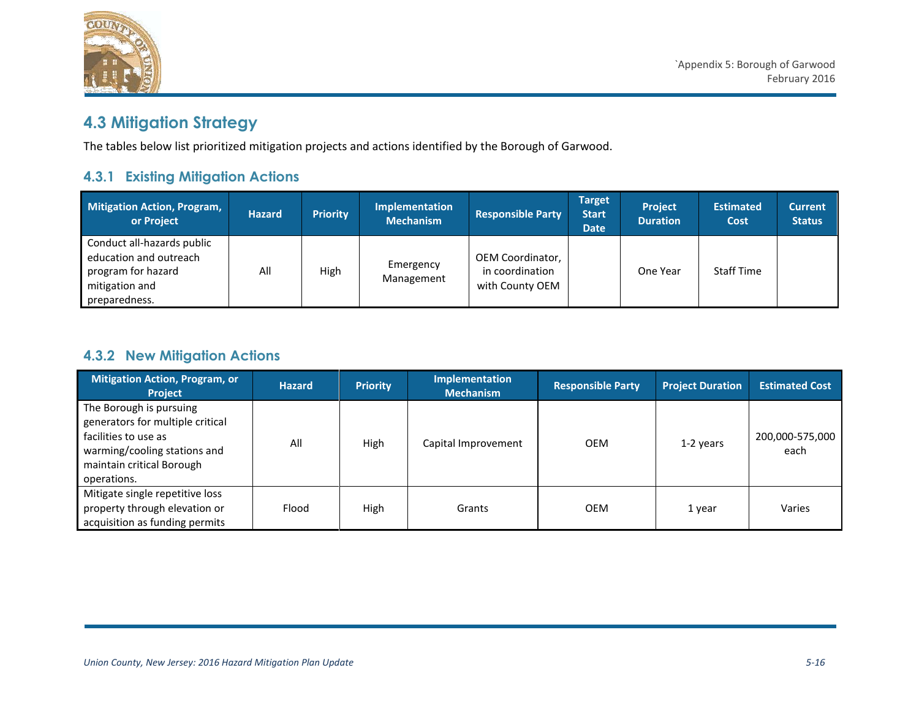## 4.3 Mitigation Strategy

The tables below list prioritized mitigation projects and actions identified by the Borough of Garwood.

### 4.3.1 Existing Mitigation Actions

| Mitigation Action, Program, or Project | Hazard | Priority | Implementation Mechanism | Responsible Party | Target Start Date | Project Duration | Estimated Cost | Current Status |
|---|---|---|---|---|---|---|---|---|
| Conduct all-hazards public education and outreach program for hazard mitigation and preparedness. | All | High | Emergency Management | OEM Coordinator, in coordination with County OEM | | One Year | Staff Time | |

### 4.3.2 New Mitigation Actions

| Mitigation Action, Program, or Project | Hazard | Priority | Implementation Mechanism | Responsible Party | Project Duration | Estimated Cost |
|---|---|---|---|---|---|---|
| The Borough is pursuing generators for multiple critical facilities to use as warming/cooling stations and maintain critical Borough operations. | All | High | Capital Improvement | OEM | 1-2 years | 200,000-575,000 each |
| Mitigate single repetitive loss property through elevation or acquisition as funding permits | Flood | High | Grants | OEM | 1 year | Varies |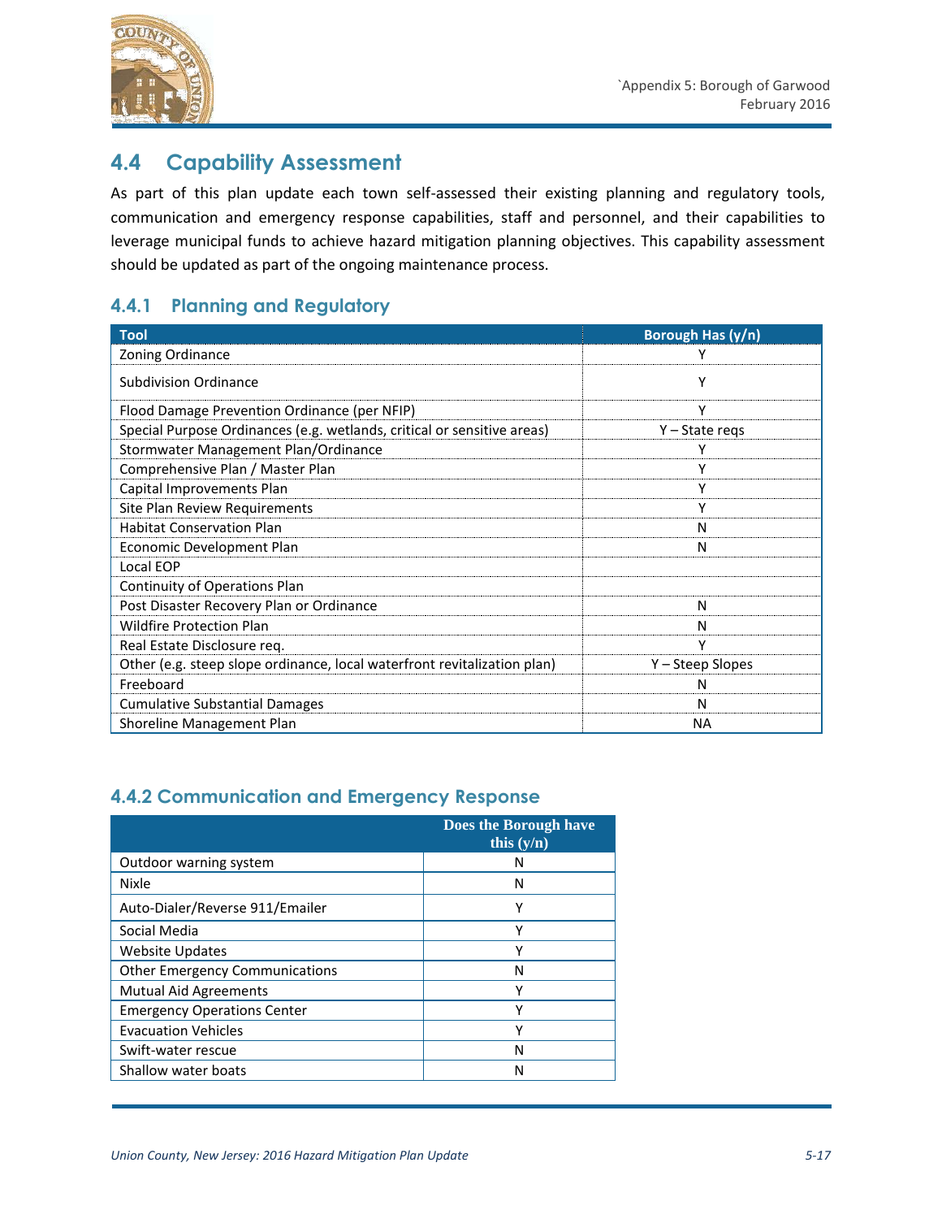## 4.4 Capability Assessment

As part of this plan update each town self-assessed their existing planning and regulatory tools, communication and emergency response capabilities, staff and personnel, and their capabilities to leverage municipal funds to achieve hazard mitigation planning objectives. This capability assessment should be updated as part of the ongoing maintenance process.

### 4.4.1 Planning and Regulatory

| Tool | Borough Has (y/n) |
|---|---|
| Zoning Ordinance | Y |
| Subdivision Ordinance | Y |
| Flood Damage Prevention Ordinance (per NFIP) | Y |
| Special Purpose Ordinances (e.g. wetlands, critical or sensitive areas) | Y – State reqs |
| Stormwater Management Plan/Ordinance | Y |
| Comprehensive Plan / Master Plan | Y |
| Capital Improvements Plan | Y |
| Site Plan Review Requirements | Y |
| Habitat Conservation Plan | N |
| Economic Development Plan | N |
| Local EOP | |
| Continuity of Operations Plan | |
| Post Disaster Recovery Plan or Ordinance | N |
| Wildfire Protection Plan | N |
| Real Estate Disclosure req. | Y |
| Other (e.g. steep slope ordinance, local waterfront revitalization plan) | Y – Steep Slopes |
| Freeboard | N |
| Cumulative Substantial Damages | N |
| Shoreline Management Plan | NA |

### 4.4.2 Communication and Emergency Response

| | Does the Borough have this (y/n) |
|---|---|
| Outdoor warning system | N |
| Nixle | N |
| Auto-Dialer/Reverse 911/Emailer | Y |
| Social Media | Y |
| Website Updates | Y |
| Other Emergency Communications | N |
| Mutual Aid Agreements | Y |
| Emergency Operations Center | Y |
| Evacuation Vehicles | Y |
| Swift-water rescue | N |
| Shallow water boats | N |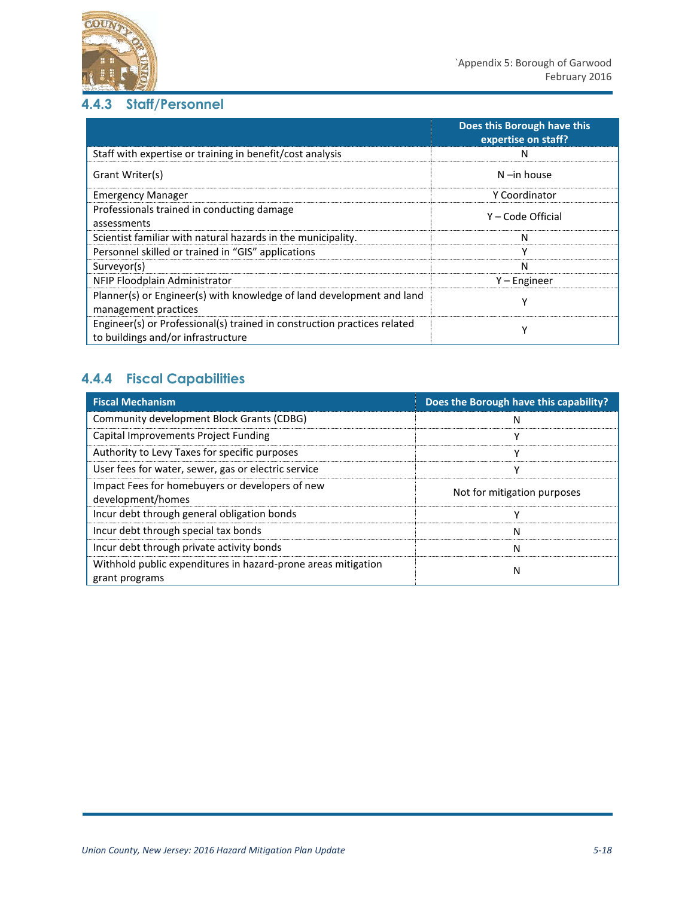### 4.4.3 Staff/Personnel

| | Does this Borough have this expertise on staff? |
|---|---|
| Staff with expertise or training in benefit/cost analysis | N |
| Grant Writer(s) | N –in house |
| Emergency Manager | Y Coordinator |
| Professionals trained in conducting damage assessments | Y – Code Official |
| Scientist familiar with natural hazards in the municipality. | N |
| Personnel skilled or trained in "GIS" applications | Y |
| Surveyor(s) | N |
| NFIP Floodplain Administrator | Y – Engineer |
| Planner(s) or Engineer(s) with knowledge of land development and land management practices | Y |
| Engineer(s) or Professional(s) trained in construction practices related to buildings and/or infrastructure | Y |

### 4.4.4 Fiscal Capabilities

| Fiscal Mechanism | Does the Borough have this capability? |
|---|---|
| Community development Block Grants (CDBG) | N |
| Capital Improvements Project Funding | Y |
| Authority to Levy Taxes for specific purposes | Y |
| User fees for water, sewer, gas or electric service | Y |
| Impact Fees for homebuyers or developers of new development/homes | Not for mitigation purposes |
| Incur debt through general obligation bonds | Y |
| Incur debt through special tax bonds | N |
| Incur debt through private activity bonds | N |
| Withhold public expenditures in hazard-prone areas mitigation grant programs | N |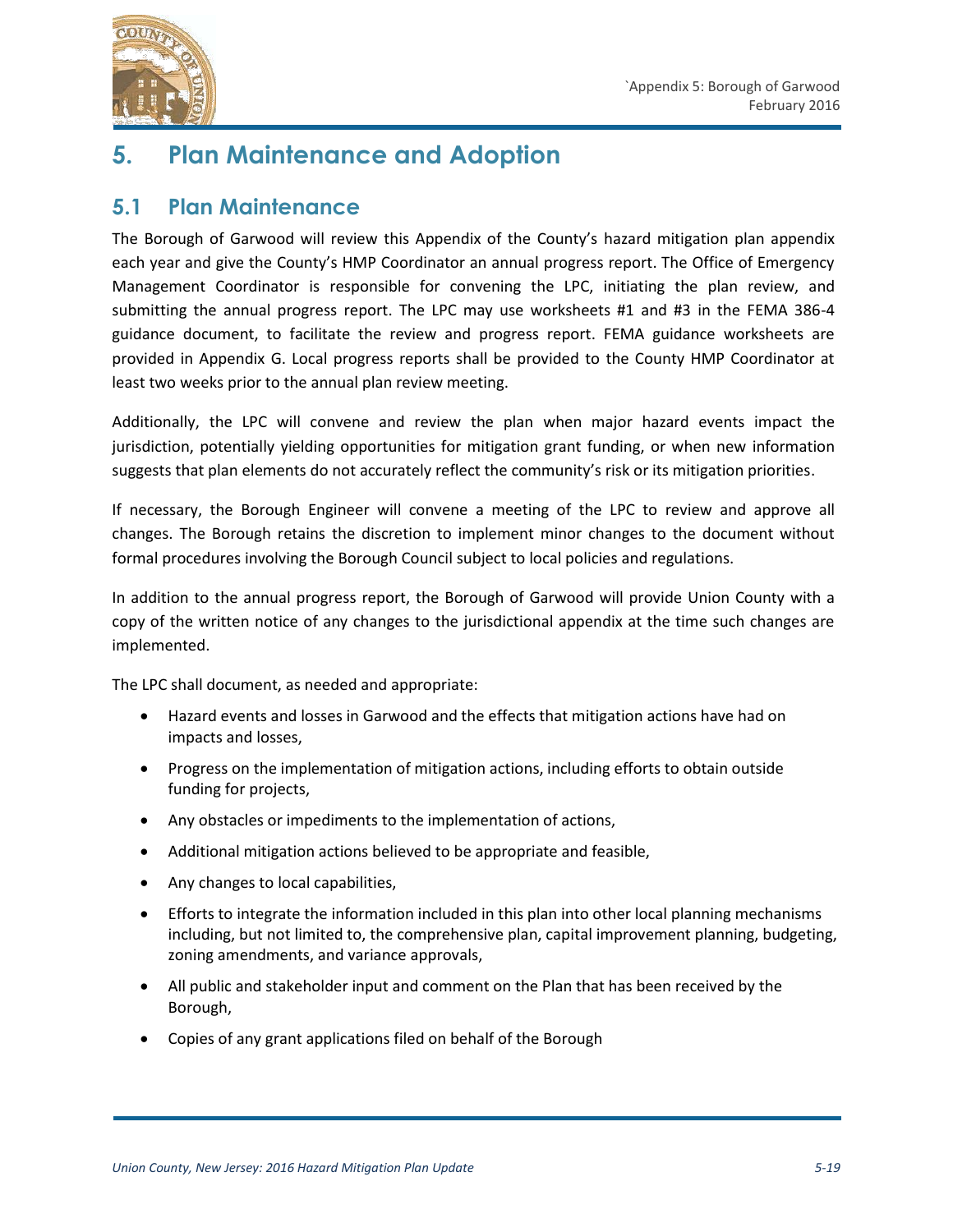# 5. Plan Maintenance and Adoption

## 5.1 Plan Maintenance

The Borough of Garwood will review this Appendix of the County's hazard mitigation plan appendix each year and give the County's HMP Coordinator an annual progress report. The Office of Emergency Management Coordinator is responsible for convening the LPC, initiating the plan review, and submitting the annual progress report. The LPC may use worksheets #1 and #3 in the FEMA 386-4 guidance document, to facilitate the review and progress report. FEMA guidance worksheets are provided in Appendix G. Local progress reports shall be provided to the County HMP Coordinator at least two weeks prior to the annual plan review meeting.

Additionally, the LPC will convene and review the plan when major hazard events impact the jurisdiction, potentially yielding opportunities for mitigation grant funding, or when new information suggests that plan elements do not accurately reflect the community's risk or its mitigation priorities.

If necessary, the Borough Engineer will convene a meeting of the LPC to review and approve all changes. The Borough retains the discretion to implement minor changes to the document without formal procedures involving the Borough Council subject to local policies and regulations.

In addition to the annual progress report, the Borough of Garwood will provide Union County with a copy of the written notice of any changes to the jurisdictional appendix at the time such changes are implemented.

The LPC shall document, as needed and appropriate:

- Hazard events and losses in Garwood and the effects that mitigation actions have had on impacts and losses,
- Progress on the implementation of mitigation actions, including efforts to obtain outside funding for projects,
- Any obstacles or impediments to the implementation of actions,
- Additional mitigation actions believed to be appropriate and feasible,
- Any changes to local capabilities,
- Efforts to integrate the information included in this plan into other local planning mechanisms including, but not limited to, the comprehensive plan, capital improvement planning, budgeting, zoning amendments, and variance approvals,
- All public and stakeholder input and comment on the Plan that has been received by the Borough,
- Copies of any grant applications filed on behalf of the Borough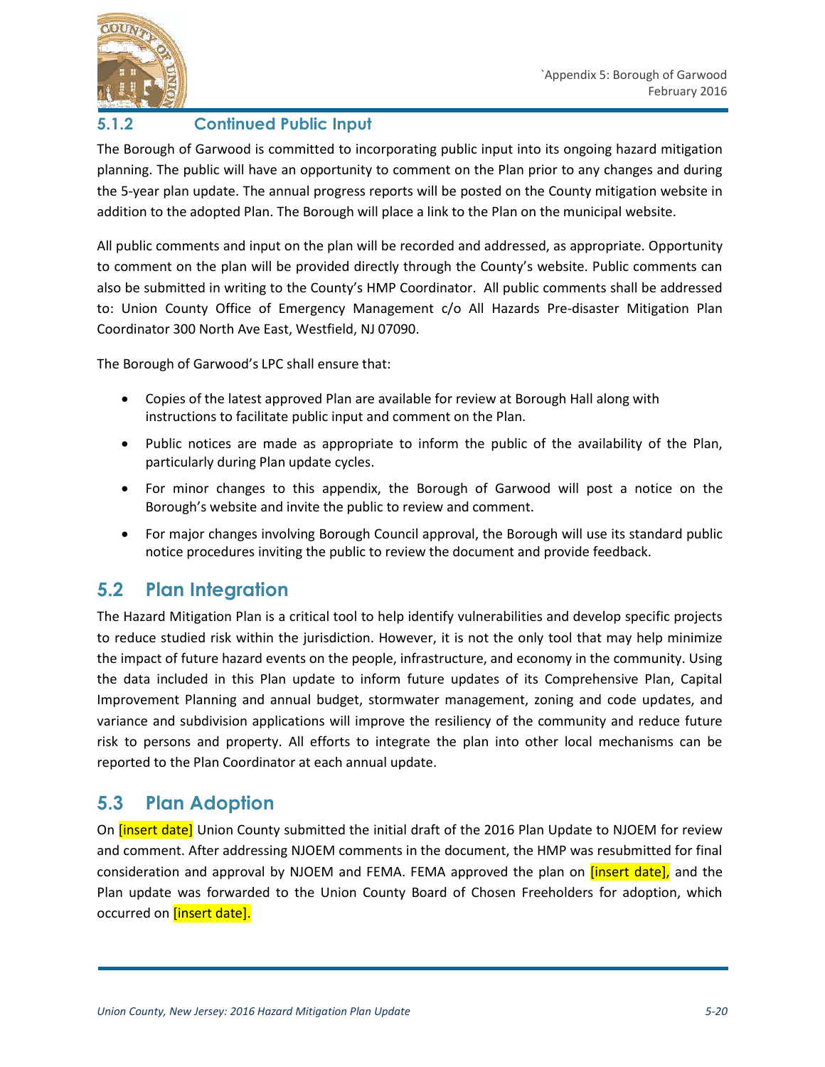### 5.1.2 Continued Public Input

The Borough of Garwood is committed to incorporating public input into its ongoing hazard mitigation planning. The public will have an opportunity to comment on the Plan prior to any changes and during the 5-year plan update. The annual progress reports will be posted on the County mitigation website in addition to the adopted Plan. The Borough will place a link to the Plan on the municipal website.

All public comments and input on the plan will be recorded and addressed, as appropriate. Opportunity to comment on the plan will be provided directly through the County's website. Public comments can also be submitted in writing to the County's HMP Coordinator. All public comments shall be addressed to: Union County Office of Emergency Management c/o All Hazards Pre-disaster Mitigation Plan Coordinator 300 North Ave East, Westfield, NJ 07090.

The Borough of Garwood's LPC shall ensure that:

- Copies of the latest approved Plan are available for review at Borough Hall along with instructions to facilitate public input and comment on the Plan.
- Public notices are made as appropriate to inform the public of the availability of the Plan, particularly during Plan update cycles.
- For minor changes to this appendix, the Borough of Garwood will post a notice on the Borough's website and invite the public to review and comment.
- For major changes involving Borough Council approval, the Borough will use its standard public notice procedures inviting the public to review the document and provide feedback.

## 5.2 Plan Integration

The Hazard Mitigation Plan is a critical tool to help identify vulnerabilities and develop specific projects to reduce studied risk within the jurisdiction. However, it is not the only tool that may help minimize the impact of future hazard events on the people, infrastructure, and economy in the community. Using the data included in this Plan update to inform future updates of its Comprehensive Plan, Capital Improvement Planning and annual budget, stormwater management, zoning and code updates, and variance and subdivision applications will improve the resiliency of the community and reduce future risk to persons and property. All efforts to integrate the plan into other local mechanisms can be reported to the Plan Coordinator at each annual update.

## 5.3 Plan Adoption

On [insert date] Union County submitted the initial draft of the 2016 Plan Update to NJOEM for review and comment. After addressing NJOEM comments in the document, the HMP was resubmitted for final consideration and approval by NJOEM and FEMA. FEMA approved the plan on [insert date], and the Plan update was forwarded to the Union County Board of Chosen Freeholders for adoption, which occurred on [insert date].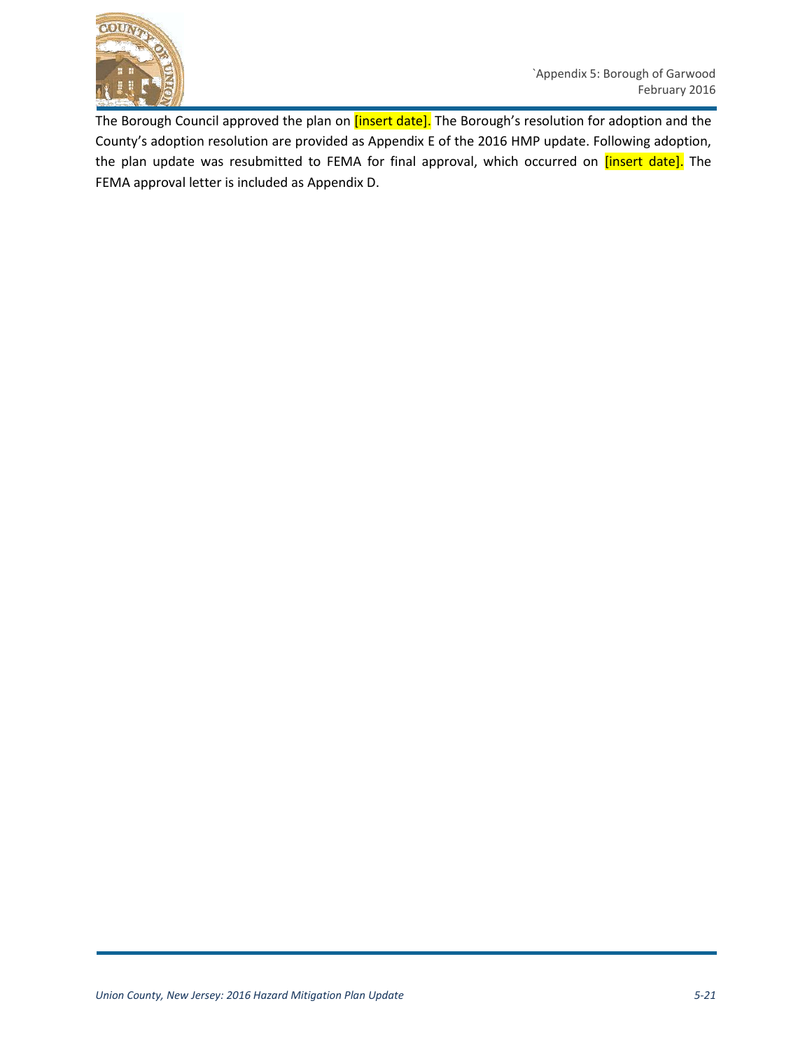The Borough Council approved the plan on [insert date]. The Borough's resolution for adoption and the County's adoption resolution are provided as Appendix E of the 2016 HMP update. Following adoption, the plan update was resubmitted to FEMA for final approval, which occurred on [insert date]. The FEMA approval letter is included as Appendix D.